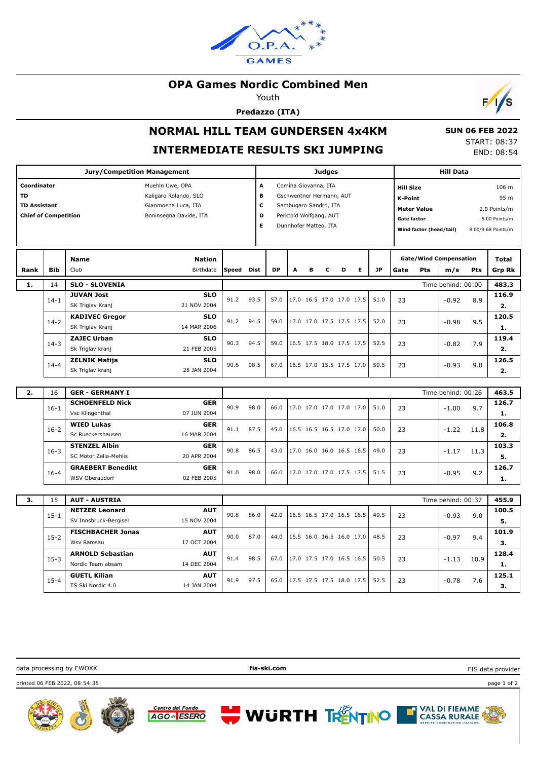# OPA Games Nordic Combined Men

Youth

**Predazzo (ITA)**

## NORMAL HILL TEAM GUNDERSEN 4x4KM

## INTERMEDIATE RESULTS SKI JUMPING

**SUN 06 FEB 2022**
START: 08:37
END: 08:54

| Jury/Competition Management | |
|---|---|
| **Coordinator** | Muehln Uwe, OPA |
| **TD** | Kaligaro Rolando, SLO |
| **TD Assistant** | Gianmoena Luca, ITA |
| **Chief of Competition** | Boninsegna Davide, ITA |

| Judges | |
|---|---|
| **A** | Comina Giovanna, ITA |
| **B** | Gschwentner Hermann, AUT |
| **C** | Sambugaro Sandro, ITA |
| **D** | Perktold Wolfgang, AUT |
| **E** | Dunnhofer Matteo, ITA |

| Hill Data | |
|---|---|
| **Hill Size** | 106 m |
| **K-Point** | 95 m |
| **Meter Value** | 2.0 Points/m |
| **Gate factor** | 5.00 Points/m |
| **Wind factor (head/tail)** | 8.00/9.68 Points/m |

| Rank | Bib | Name / Club | Nation / Birthdate | Speed | Dist | DP | A | B | C | D | E | JP | Gate | Pts | m/s | Pts | Total / Grp Rk |
|---|---|---|---|---|---|---|---|---|---|---|---|---|---|---|---|---|---|
| **1.** | 14 | **SLO - SLOVENIA** | | | | | | | | | | | | | | Time behind: 00:00 | **483.3** |
| | 14-1 | **JUVAN Jost** / SK Triglav Kranj | **SLO** / 21 NOV 2004 | 91.2 | 93.5 | 57.0 | 17.0 | 16.5 | 17.0 | 17.0 | 17.5 | 51.0 | 23 | | -0.92 | 8.9 | **116.9** / **2.** |
| | 14-2 | **KADIVEC Gregor** / SK Triglav Kranj | **SLO** / 14 MAR 2006 | 91.2 | 94.5 | 59.0 | 17.0 | 17.0 | 17.5 | 17.5 | 17.5 | 52.0 | 23 | | -0.98 | 9.5 | **120.5** / **1.** |
| | 14-3 | **ZAJEC Urban** / Sk Triglav kranj | **SLO** / 21 FEB 2005 | 90.3 | 94.5 | 59.0 | 16.5 | 17.5 | 18.0 | 17.5 | 17.5 | 52.5 | 23 | | -0.82 | 7.9 | **119.4** / **2.** |
| | 14-4 | **ZELNIK Matija** / Sk Triglav kranj | **SLO** / 28 JAN 2004 | 90.6 | 98.5 | 67.0 | 16.5 | 17.0 | 15.5 | 17.5 | 17.0 | 50.5 | 23 | | -0.93 | 9.0 | **126.5** / **2.** |
| **2.** | 16 | **GER - GERMANY I** | | | | | | | | | | | | | | Time behind: 00:26 | **463.5** |
| | 16-1 | **SCHOENFELD Nick** / Vsc Klingenthal | **GER** / 07 JUN 2004 | 90.9 | 98.0 | 66.0 | 17.0 | 17.0 | 17.0 | 17.0 | 17.0 | 51.0 | 23 | | -1.00 | 9.7 | **126.7** / **1.** |
| | 16-2 | **WIED Lukas** / Sc Rueckershausen | **GER** / 16 MAR 2004 | 91.1 | 87.5 | 45.0 | 16.5 | 16.5 | 16.5 | 17.0 | 17.0 | 50.0 | 23 | | -1.22 | 11.8 | **106.8** / **2.** |
| | 16-3 | **STENZEL Albin** / SC Motor Zella-Mehlis | **GER** / 20 APR 2004 | 90.8 | 86.5 | 43.0 | 17.0 | 16.0 | 16.0 | 16.5 | 16.5 | 49.0 | 23 | | -1.17 | 11.3 | **103.3** / **5.** |
| | 16-4 | **GRAEBERT Benedikt** / WSV Oberaudorf | **GER** / 02 FEB 2005 | 91.0 | 98.0 | 66.0 | 17.0 | 17.0 | 17.0 | 17.5 | 17.5 | 51.5 | 23 | | -0.95 | 9.2 | **126.7** / **1.** |
| **3.** | 15 | **AUT - AUSTRIA** | | | | | | | | | | | | | | Time behind: 00:37 | **455.9** |
| | 15-1 | **NETZER Leonard** / SV Innsbruck-Bergisel | **AUT** / 15 NOV 2004 | 90.8 | 86.0 | 42.0 | 16.5 | 16.5 | 17.0 | 16.5 | 16.5 | 49.5 | 23 | | -0.93 | 9.0 | **100.5** / **5.** |
| | 15-2 | **FISCHBACHER Jonas** / Wsv Ramsau | **AUT** / 17 OCT 2004 | 90.0 | 87.0 | 44.0 | 15.5 | 16.0 | 16.5 | 16.0 | 17.0 | 48.5 | 23 | | -0.97 | 9.4 | **101.9** / **3.** |
| | 15-3 | **ARNOLD Sebastian** / Nordic Team absam | **AUT** / 14 DEC 2004 | 91.4 | 98.5 | 67.0 | 17.0 | 17.5 | 17.0 | 16.5 | 16.5 | 50.5 | 23 | | -1.13 | 10.9 | **128.4** / **1.** |
| | 15-4 | **GUETL Kilian** / TS Ski Nordic 4.0 | **AUT** / 14 JAN 2004 | 91.9 | 97.5 | 65.0 | 17.5 | 17.5 | 17.5 | 18.0 | 17.5 | 52.5 | 23 | | -0.78 | 7.6 | **125.1** / **3.** |

data processing by EWOXX | fis-ski.com | FIS data provider

printed 06 FEB 2022, 08:54:35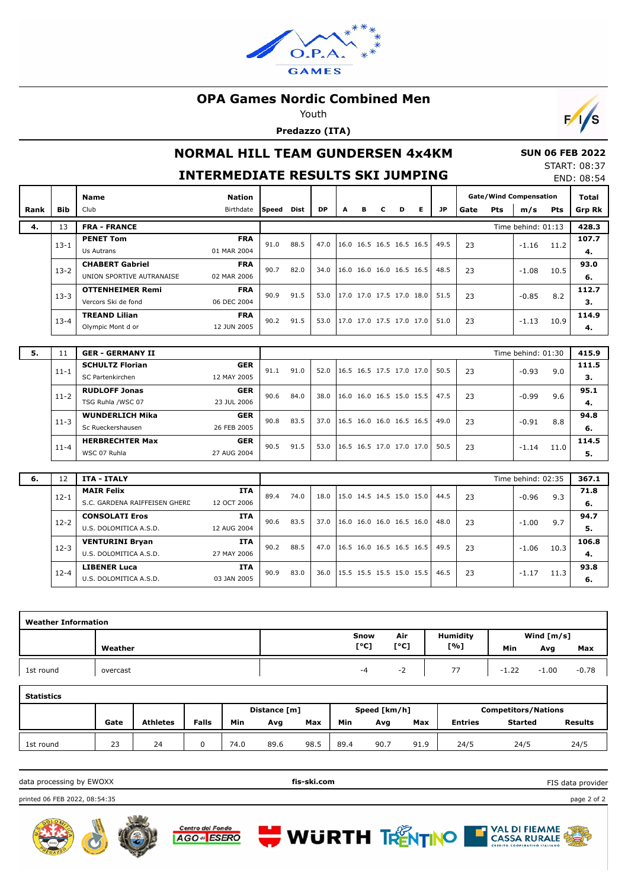# OPA Games Nordic Combined Men

Youth

**Predazzo (ITA)**

## NORMAL HILL TEAM GUNDERSEN 4x4KM

## INTERMEDIATE RESULTS SKI JUMPING

**SUN 06 FEB 2022**
START: 08:37
END: 08:54

| Rank | Bib | Name / Club | Nation / Birthdate | Speed | Dist | DP | A | B | C | D | E | JP | Gate | Gate Pts | Wind m/s | Wind Pts | Total / Grp Rk |
|---|---|---|---|---|---|---|---|---|---|---|---|---|---|---|---|---|---|
| **4.** | 13 | **FRA - FRANCE** | | | | | | | | | | | | | Time behind: 01:13 | | **428.3** |
| | 13-1 | **PENET Tom** / Us Autrans | **FRA** / 01 MAR 2004 | 91.0 | 88.5 | 47.0 | 16.0 | 16.5 | 16.5 | 16.5 | 16.5 | 49.5 | 23 | | -1.16 | 11.2 | **107.7** / **4.** |
| | 13-2 | **CHABERT Gabriel** / UNION SPORTIVE AUTRANAISE | **FRA** / 02 MAR 2006 | 90.7 | 82.0 | 34.0 | 16.0 | 16.0 | 16.0 | 16.5 | 16.5 | 48.5 | 23 | | -1.08 | 10.5 | **93.0** / **6.** |
| | 13-3 | **OTTENHEIMER Remi** / Vercors Ski de fond | **FRA** / 06 DEC 2004 | 90.9 | 91.5 | 53.0 | 17.0 | 17.0 | 17.5 | 17.0 | 18.0 | 51.5 | 23 | | -0.85 | 8.2 | **112.7** / **3.** |
| | 13-4 | **TREAND Lilian** / Olympic Mont d or | **FRA** / 12 JUN 2005 | 90.2 | 91.5 | 53.0 | 17.0 | 17.0 | 17.5 | 17.0 | 17.0 | 51.0 | 23 | | -1.13 | 10.9 | **114.9** / **4.** |
| **5.** | 11 | **GER - GERMANY II** | | | | | | | | | | | | | Time behind: 01:30 | | **415.9** |
| | 11-1 | **SCHULTZ Florian** / SC Partenkirchen | **GER** / 12 MAY 2005 | 91.1 | 91.0 | 52.0 | 16.5 | 16.5 | 17.5 | 17.0 | 17.0 | 50.5 | 23 | | -0.93 | 9.0 | **111.5** / **3.** |
| | 11-2 | **RUDLOFF Jonas** / TSG Ruhla /WSC 07 | **GER** / 23 JUL 2006 | 90.6 | 84.0 | 38.0 | 16.0 | 16.0 | 16.5 | 15.0 | 15.5 | 47.5 | 23 | | -0.99 | 9.6 | **95.1** / **4.** |
| | 11-3 | **WUNDERLICH Mika** / Sc Rueckershausen | **GER** / 26 FEB 2005 | 90.8 | 83.5 | 37.0 | 16.5 | 16.0 | 16.0 | 16.5 | 16.5 | 49.0 | 23 | | -0.91 | 8.8 | **94.8** / **6.** |
| | 11-4 | **HERBRECHTER Max** / WSC 07 Ruhla | **GER** / 27 AUG 2004 | 90.5 | 91.5 | 53.0 | 16.5 | 16.5 | 17.0 | 17.0 | 17.0 | 50.5 | 23 | | -1.14 | 11.0 | **114.5** / **5.** |
| **6.** | 12 | **ITA - ITALY** | | | | | | | | | | | | | Time behind: 02:35 | | **367.1** |
| | 12-1 | **MAIR Felix** / S.C. GARDENA RAIFFEISEN GHERD | **ITA** / 12 OCT 2006 | 89.4 | 74.0 | 18.0 | 15.0 | 14.5 | 14.5 | 15.0 | 15.0 | 44.5 | 23 | | -0.96 | 9.3 | **71.8** / **6.** |
| | 12-2 | **CONSOLATI Eros** / U.S. DOLOMITICA A.S.D. | **ITA** / 12 AUG 2004 | 90.6 | 83.5 | 37.0 | 16.0 | 16.0 | 16.0 | 16.5 | 16.0 | 48.0 | 23 | | -1.00 | 9.7 | **94.7** / **5.** |
| | 12-3 | **VENTURINI Bryan** / U.S. DOLOMITICA A.S.D. | **ITA** / 27 MAY 2006 | 90.2 | 88.5 | 47.0 | 16.5 | 16.0 | 16.5 | 16.5 | 16.5 | 49.5 | 23 | | -1.06 | 10.3 | **106.8** / **4.** |
| | 12-4 | **LIBENER Luca** / U.S. DOLOMITICA A.S.D. | **ITA** / 03 JAN 2005 | 90.9 | 83.0 | 36.0 | 15.5 | 15.5 | 15.5 | 15.0 | 15.5 | 46.5 | 23 | | -1.17 | 11.3 | **93.8** / **6.** |

### Weather Information

| | Weather | Snow [°C] | Air [°C] | Humidity [%] | Wind Min [m/s] | Wind Avg [m/s] | Wind Max [m/s] |
|---|---|---|---|---|---|---|---|
| 1st round | overcast | -4 | -2 | 77 | -1.22 | -1.00 | -0.78 |

### Statistics

| | Gate | Athletes | Falls | Distance Min [m] | Distance Avg [m] | Distance Max [m] | Speed Min [km/h] | Speed Avg [km/h] | Speed Max [km/h] | Entries | Started | Results |
|---|---|---|---|---|---|---|---|---|---|---|---|---|
| 1st round | 23 | 24 | 0 | 74.0 | 89.6 | 98.5 | 89.4 | 90.7 | 91.9 | 24/5 | 24/5 | 24/5 |

data processing by EWOXX | fis-ski.com | FIS data provider

printed 06 FEB 2022, 08:54:35